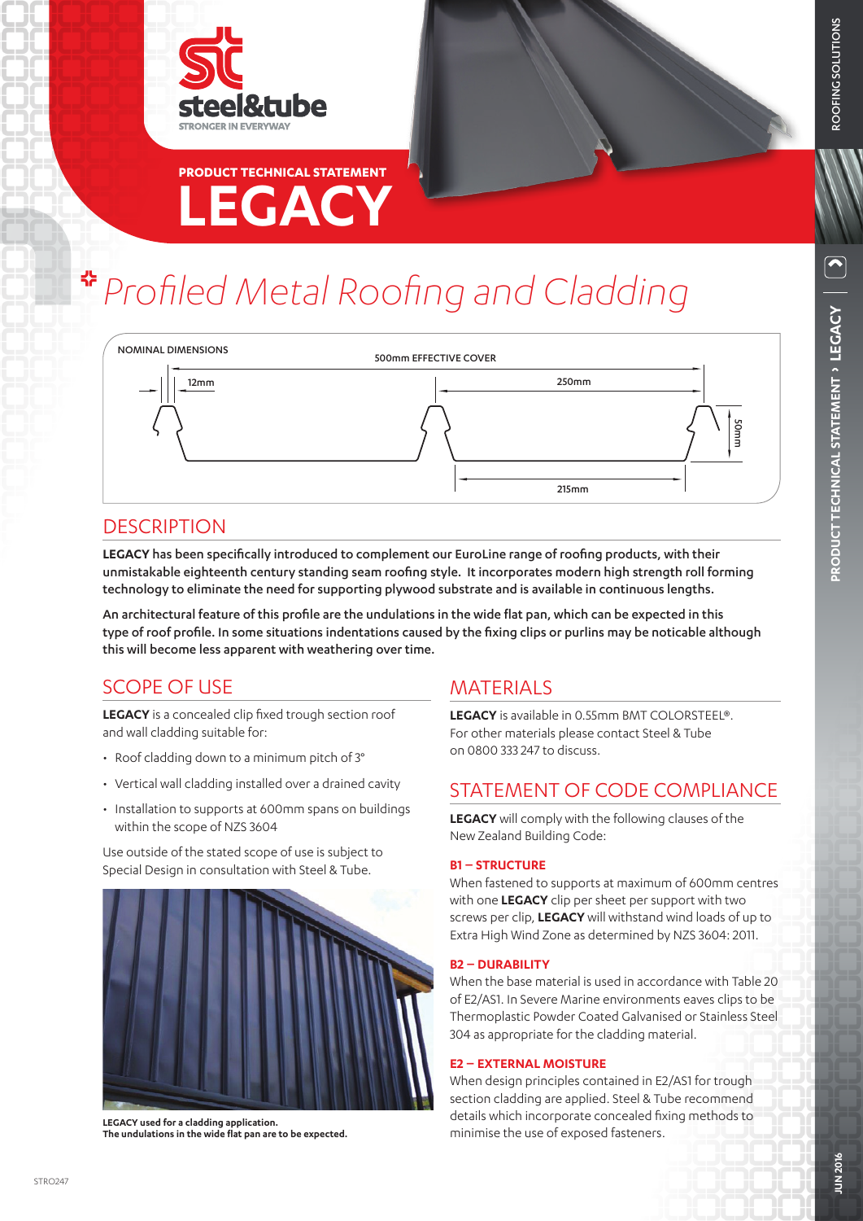steel&tube
STRONGER IN EVERYWAY

PRODUCT TECHNICAL STATEMENT

# LEGACY

## Profiled Metal Roofing and Cladding

NOMINAL DIMENSIONS

500mm EFFECTIVE COVER

12mm

250mm

50mm

215mm

## DESCRIPTION

**LEGACY has been specifically introduced to complement our EuroLine range of roofing products, with their unmistakable eighteenth century standing seam roofing style. It incorporates modern high strength roll forming technology to eliminate the need for supporting plywood substrate and is available in continuous lengths.**

**An architectural feature of this profile are the undulations in the wide flat pan, which can be expected in this type of roof profile. In some situations indentations caused by the fixing clips or purlins may be noticable although this will become less apparent with weathering over time.**

## SCOPE OF USE

**LEGACY** is a concealed clip fixed trough section roof and wall cladding suitable for:

- Roof cladding down to a minimum pitch of 3°
- Vertical wall cladding installed over a drained cavity
- Installation to supports at 600mm spans on buildings within the scope of NZS 3604

Use outside of the stated scope of use is subject to Special Design in consultation with Steel & Tube.

**LEGACY used for a cladding application.**
**The undulations in the wide flat pan are to be expected.**

## MATERIALS

**LEGACY** is available in 0.55mm BMT COLORSTEEL®. For other materials please contact Steel & Tube on 0800 333 247 to discuss.

## STATEMENT OF CODE COMPLIANCE

**LEGACY** will comply with the following clauses of the New Zealand Building Code:

### B1 – STRUCTURE

When fastened to supports at maximum of 600mm centres with one **LEGACY** clip per sheet per support with two screws per clip, **LEGACY** will withstand wind loads of up to Extra High Wind Zone as determined by NZS 3604: 2011.

### B2 – DURABILITY

When the base material is used in accordance with Table 20 of E2/AS1. In Severe Marine environments eaves clips to be Thermoplastic Powder Coated Galvanised or Stainless Steel 304 as appropriate for the cladding material.

### E2 – EXTERNAL MOISTURE

When design principles contained in E2/AS1 for trough section cladding are applied. Steel & Tube recommend details which incorporate concealed fixing methods to minimise the use of exposed fasteners.

STRO247

JUN 2016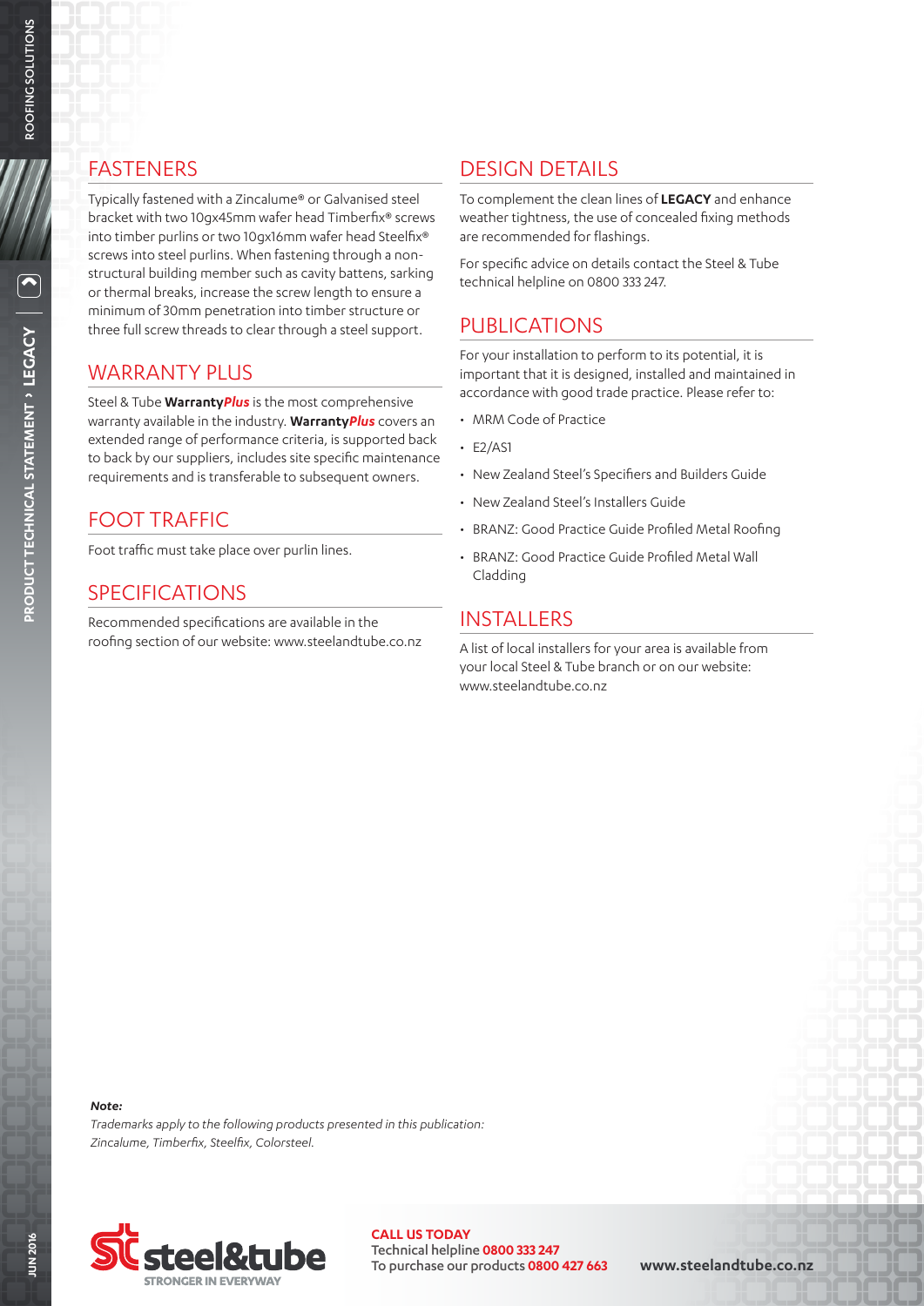## FASTENERS

Typically fastened with a Zincalume® or Galvanised steel bracket with two 10gx45mm wafer head Timberfix® screws into timber purlins or two 10gx16mm wafer head Steelfix® screws into steel purlins. When fastening through a non-structural building member such as cavity battens, sarking or thermal breaks, increase the screw length to ensure a minimum of 30mm penetration into timber structure or three full screw threads to clear through a steel support.

## WARRANTY PLUS

Steel & Tube **Warranty*Plus*** is the most comprehensive warranty available in the industry. **Warranty*Plus*** covers an extended range of performance criteria, is supported back to back by our suppliers, includes site specific maintenance requirements and is transferable to subsequent owners.

## FOOT TRAFFIC

Foot traffic must take place over purlin lines.

## SPECIFICATIONS

Recommended specifications are available in the roofing section of our website: www.steelandtube.co.nz

## DESIGN DETAILS

To complement the clean lines of **LEGACY** and enhance weather tightness, the use of concealed fixing methods are recommended for flashings.

For specific advice on details contact the Steel & Tube technical helpline on 0800 333 247.

## PUBLICATIONS

For your installation to perform to its potential, it is important that it is designed, installed and maintained in accordance with good trade practice. Please refer to:

- MRM Code of Practice
- E2/AS1
- New Zealand Steel's Specifiers and Builders Guide
- New Zealand Steel's Installers Guide
- BRANZ: Good Practice Guide Profiled Metal Roofing
- BRANZ: Good Practice Guide Profiled Metal Wall Cladding

## INSTALLERS

A list of local installers for your area is available from your local Steel & Tube branch or on our website: www.steelandtube.co.nz

***Note:***
*Trademarks apply to the following products presented in this publication: Zincalume, Timberfix, Steelfix, Colorsteel.*

steel&tube
STRONGER IN EVERYWAY

**CALL US TODAY**
Technical helpline **0800 333 247**
To purchase our products **0800 427 663**

**www.steelandtube.co.nz**